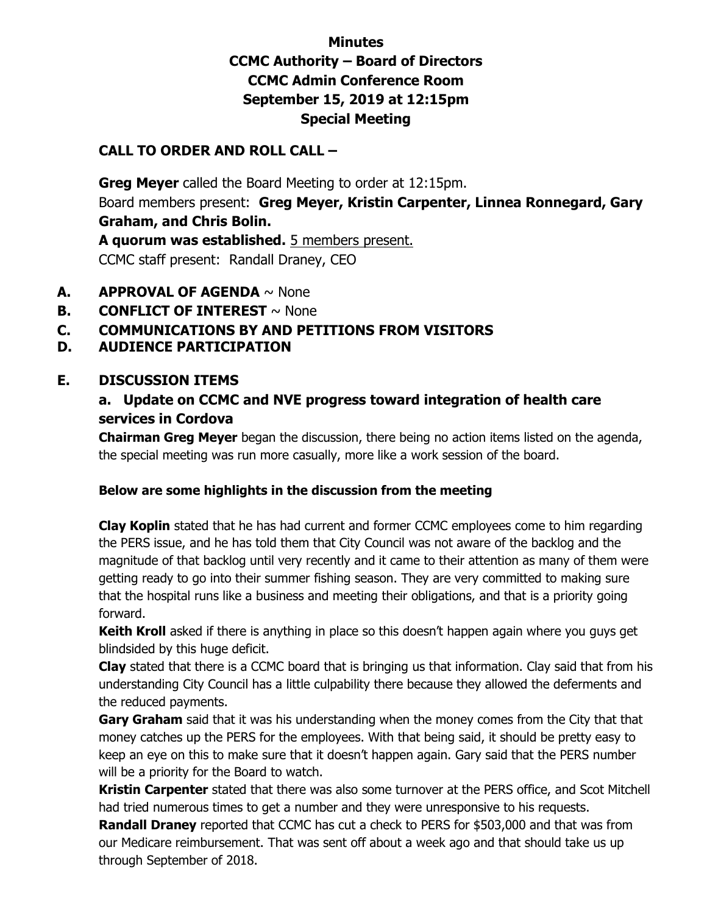# Minutes
# CCMC Authority – Board of Directors
# CCMC Admin Conference Room
# September 15, 2019 at 12:15pm
# Special Meeting

## CALL TO ORDER AND ROLL CALL –

**Greg Meyer** called the Board Meeting to order at 12:15pm.
Board members present: **Greg Meyer, Kristin Carpenter, Linnea Ronnegard, Gary Graham, and Chris Bolin.**
**A quorum was established.** 5 members present.
CCMC staff present: Randall Draney, CEO

**A. APPROVAL OF AGENDA** ~ None

**B. CONFLICT OF INTEREST** ~ None

**C. COMMUNICATIONS BY AND PETITIONS FROM VISITORS**

**D. AUDIENCE PARTICIPATION**

**E. DISCUSSION ITEMS**

### a. Update on CCMC and NVE progress toward integration of health care services in Cordova

**Chairman Greg Meyer** began the discussion, there being no action items listed on the agenda, the special meeting was run more casually, more like a work session of the board.

**Below are some highlights in the discussion from the meeting**

**Clay Koplin** stated that he has had current and former CCMC employees come to him regarding the PERS issue, and he has told them that City Council was not aware of the backlog and the magnitude of that backlog until very recently and it came to their attention as many of them were getting ready to go into their summer fishing season. They are very committed to making sure that the hospital runs like a business and meeting their obligations, and that is a priority going forward.

**Keith Kroll** asked if there is anything in place so this doesn't happen again where you guys get blindsided by this huge deficit.

**Clay** stated that there is a CCMC board that is bringing us that information. Clay said that from his understanding City Council has a little culpability there because they allowed the deferments and the reduced payments.

**Gary Graham** said that it was his understanding when the money comes from the City that that money catches up the PERS for the employees. With that being said, it should be pretty easy to keep an eye on this to make sure that it doesn't happen again. Gary said that the PERS number will be a priority for the Board to watch.

**Kristin Carpenter** stated that there was also some turnover at the PERS office, and Scot Mitchell had tried numerous times to get a number and they were unresponsive to his requests.

**Randall Draney** reported that CCMC has cut a check to PERS for $503,000 and that was from our Medicare reimbursement. That was sent off about a week ago and that should take us up through September of 2018.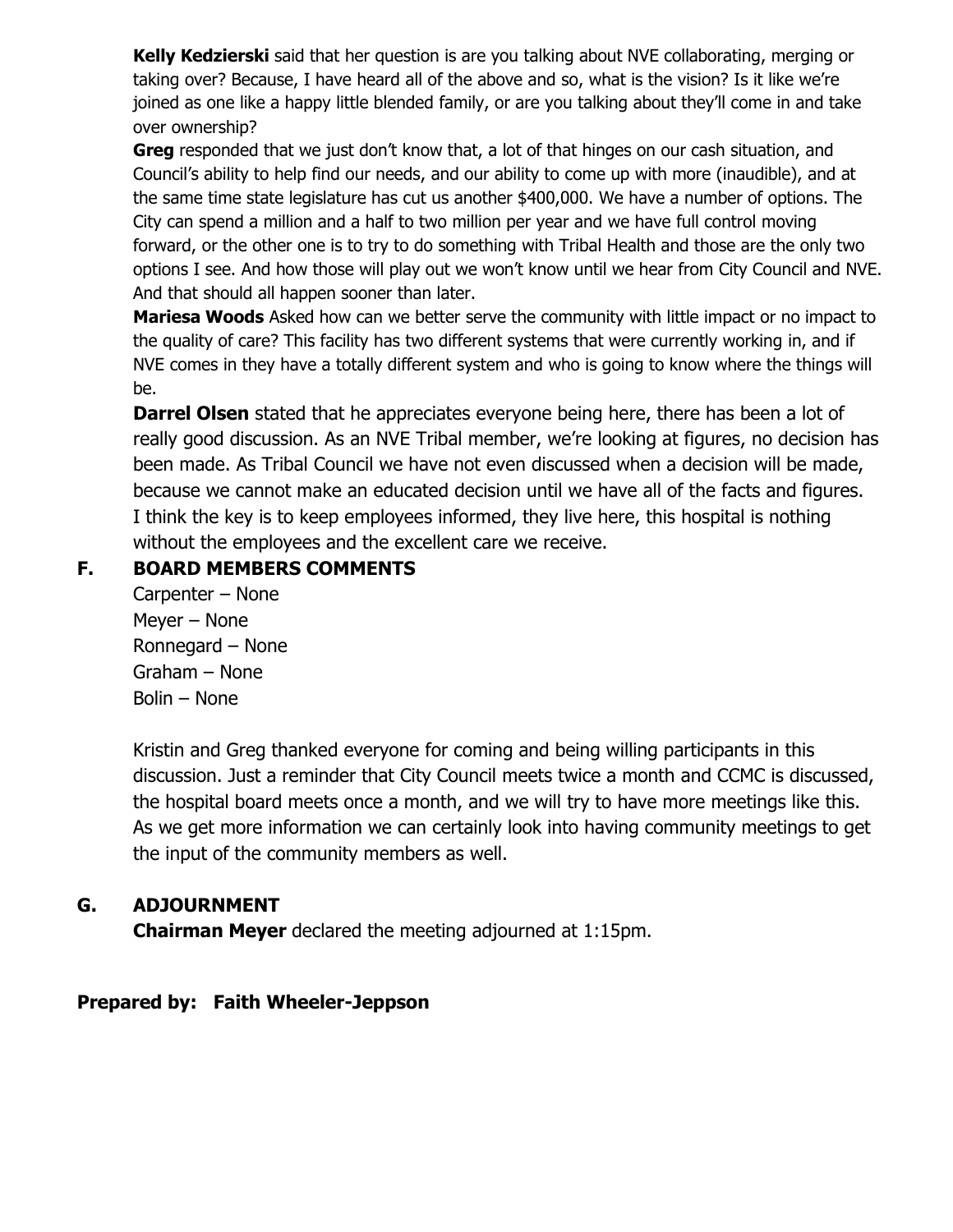**Kelly Kedzierski** said that her question is are you talking about NVE collaborating, merging or taking over? Because, I have heard all of the above and so, what is the vision? Is it like we're joined as one like a happy little blended family, or are you talking about they'll come in and take over ownership?

**Greg** responded that we just don't know that, a lot of that hinges on our cash situation, and Council's ability to help find our needs, and our ability to come up with more (inaudible), and at the same time state legislature has cut us another $400,000. We have a number of options. The City can spend a million and a half to two million per year and we have full control moving forward, or the other one is to try to do something with Tribal Health and those are the only two options I see. And how those will play out we won't know until we hear from City Council and NVE. And that should all happen sooner than later.

**Mariesa Woods** Asked how can we better serve the community with little impact or no impact to the quality of care? This facility has two different systems that were currently working in, and if NVE comes in they have a totally different system and who is going to know where the things will be.

**Darrel Olsen** stated that he appreciates everyone being here, there has been a lot of really good discussion. As an NVE Tribal member, we're looking at figures, no decision has been made. As Tribal Council we have not even discussed when a decision will be made, because we cannot make an educated decision until we have all of the facts and figures. I think the key is to keep employees informed, they live here, this hospital is nothing without the employees and the excellent care we receive.

## F. BOARD MEMBERS COMMENTS

Carpenter – None
Meyer – None
Ronnegard – None
Graham – None
Bolin – None

Kristin and Greg thanked everyone for coming and being willing participants in this discussion. Just a reminder that City Council meets twice a month and CCMC is discussed, the hospital board meets once a month, and we will try to have more meetings like this. As we get more information we can certainly look into having community meetings to get the input of the community members as well.

## G. ADJOURNMENT

**Chairman Meyer** declared the meeting adjourned at 1:15pm.

**Prepared by: Faith Wheeler-Jeppson**